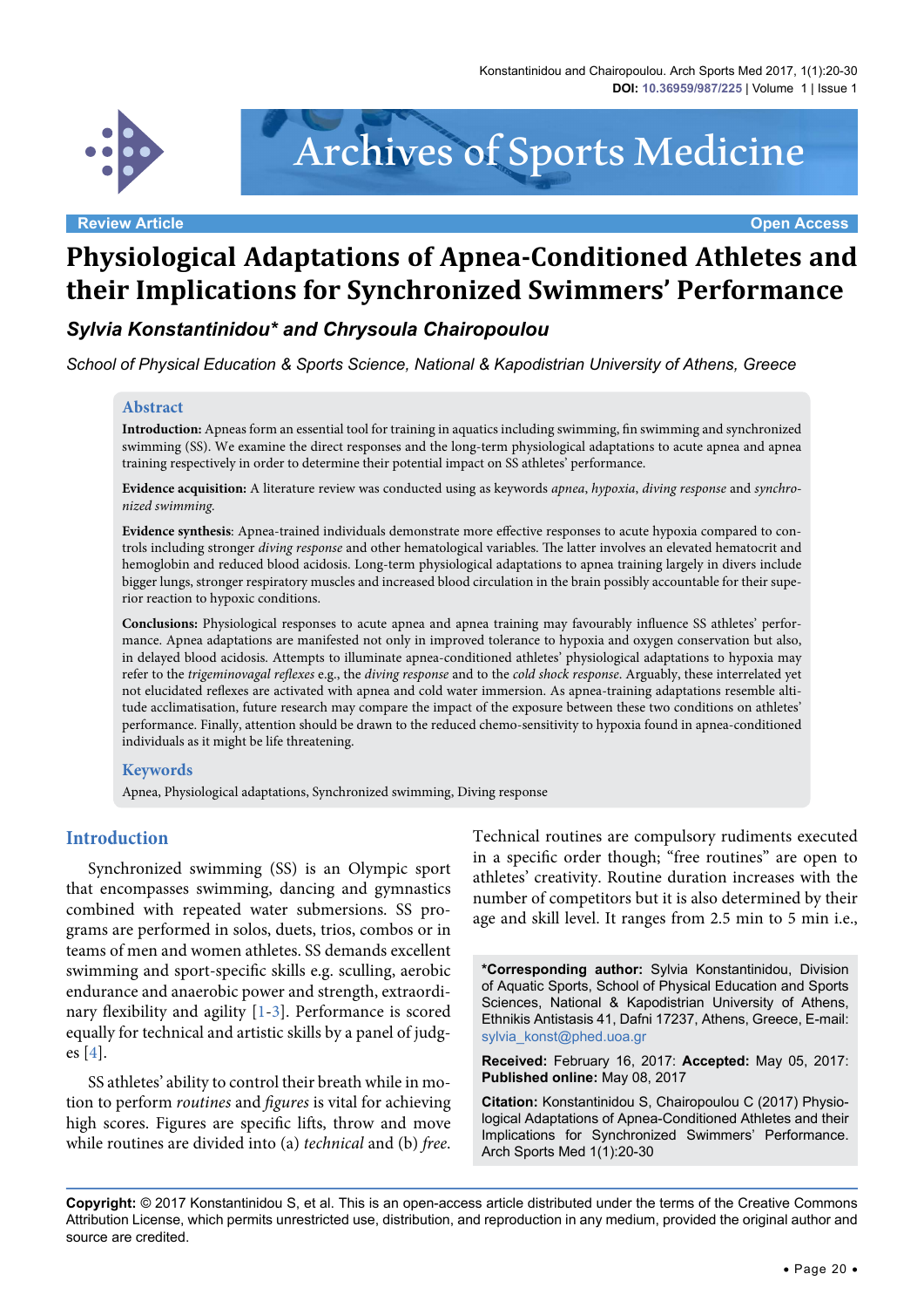Review Article

Open Access

# Physiological Adaptations of Apnea-Conditioned Athletes and their Implications for Synchronized Swimmers' Performance

***Sylvia Konstantinidou\* and Chrysoula Chairopoulou***

*School of Physical Education & Sports Science, National & Kapodistrian University of Athens, Greece*

## Abstract

**Introduction:** Apneas form an essential tool for training in aquatics including swimming, fin swimming and synchronized swimming (SS). We examine the direct responses and the long-term physiological adaptations to acute apnea and apnea training respectively in order to determine their potential impact on SS athletes' performance.

**Evidence acquisition:** A literature review was conducted using as keywords *apnea*, *hypoxia*, *diving response* and *synchronized swimming.*

**Evidence synthesis**: Apnea-trained individuals demonstrate more effective responses to acute hypoxia compared to controls including stronger *diving response* and other hematological variables. The latter involves an elevated hematocrit and hemoglobin and reduced blood acidosis. Long-term physiological adaptations to apnea training largely in divers include bigger lungs, stronger respiratory muscles and increased blood circulation in the brain possibly accountable for their superior reaction to hypoxic conditions.

**Conclusions:** Physiological responses to acute apnea and apnea training may favourably influence SS athletes' performance. Apnea adaptations are manifested not only in improved tolerance to hypoxia and oxygen conservation but also, in delayed blood acidosis. Attempts to illuminate apnea-conditioned athletes' physiological adaptations to hypoxia may refer to the *trigeminovagal reflexes* e.g., the *diving response* and to the *cold shock response*. Arguably, these interrelated yet not elucidated reflexes are activated with apnea and cold water immersion. As apnea-training adaptations resemble altitude acclimatisation, future research may compare the impact of the exposure between these two conditions on athletes' performance. Finally, attention should be drawn to the reduced chemo-sensitivity to hypoxia found in apnea-conditioned individuals as it might be life threatening.

## Keywords

Apnea, Physiological adaptations, Synchronized swimming, Diving response

## Introduction

Synchronized swimming (SS) is an Olympic sport that encompasses swimming, dancing and gymnastics combined with repeated water submersions. SS programs are performed in solos, duets, trios, combos or in teams of men and women athletes. SS demands excellent swimming and sport-specific skills e.g. sculling, aerobic endurance and anaerobic power and strength, extraordinary flexibility and agility [1-3]. Performance is scored equally for technical and artistic skills by a panel of judges [4].

SS athletes' ability to control their breath while in motion to perform *routines* and *figures* is vital for achieving high scores. Figures are specific lifts, throw and move while routines are divided into (a) *technical* and (b) *free*. Technical routines are compulsory rudiments executed in a specific order though; "free routines" are open to athletes' creativity. Routine duration increases with the number of competitors but it is also determined by their age and skill level. It ranges from 2.5 min to 5 min i.e.,

**\*Corresponding author:** Sylvia Konstantinidou, Division of Aquatic Sports, School of Physical Education and Sports Sciences, National & Kapodistrian University of Athens, Ethnikis Antistasis 41, Dafni 17237, Athens, Greece, E-mail: sylvia_konst@phed.uoa.gr

**Received:** February 16, 2017: **Accepted:** May 05, 2017: **Published online:** May 08, 2017

**Citation:** Konstantinidou S, Chairopoulou C (2017) Physiological Adaptations of Apnea-Conditioned Athletes and their Implications for Synchronized Swimmers' Performance. Arch Sports Med 1(1):20-30

**Copyright:** © 2017 Konstantinidou S, et al. This is an open-access article distributed under the terms of the Creative Commons Attribution License, which permits unrestricted use, distribution, and reproduction in any medium, provided the original author and source are credited.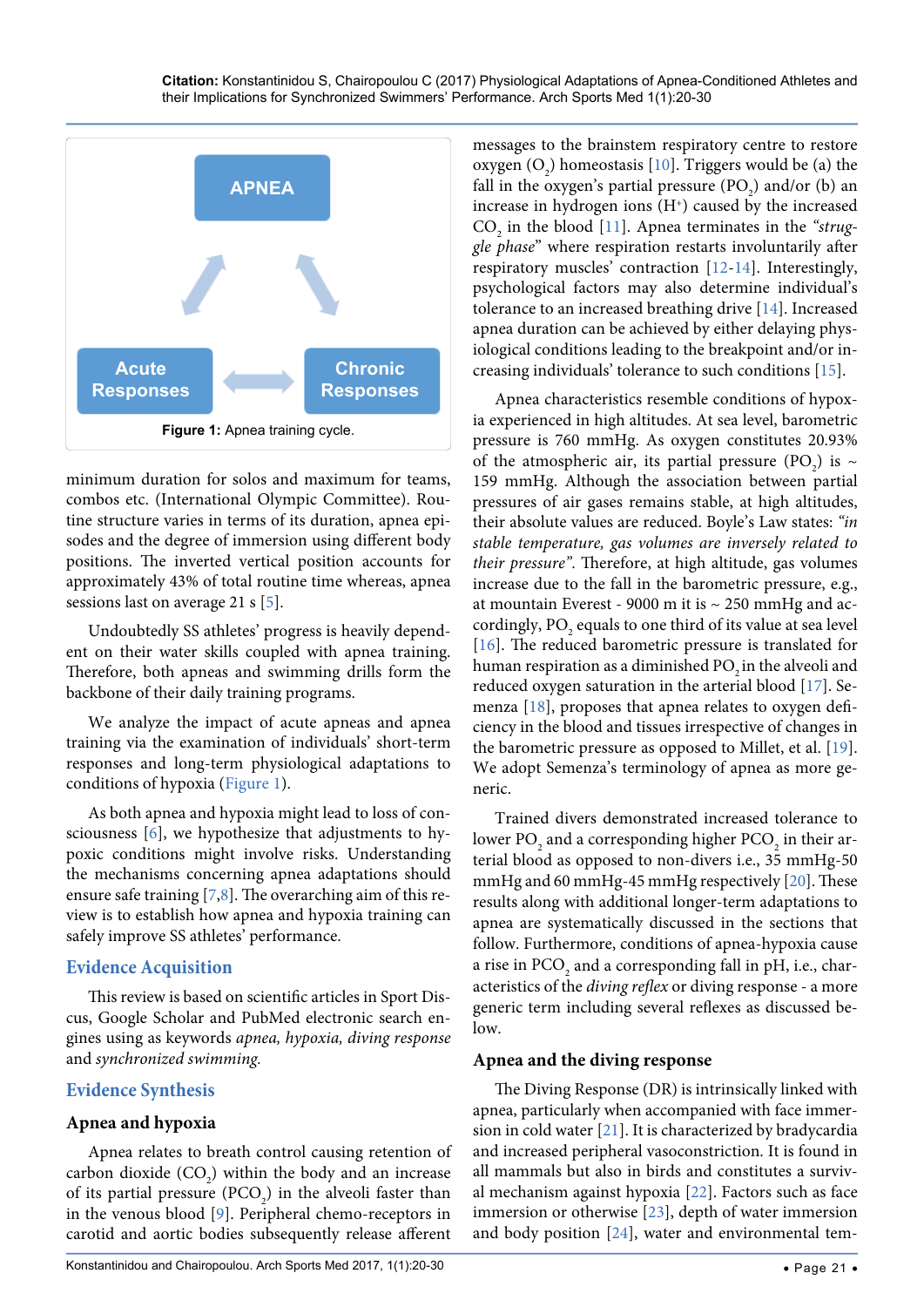Figure 1: Apnea training cycle.

minimum duration for solos and maximum for teams, combos etc. (International Olympic Committee). Routine structure varies in terms of its duration, apnea episodes and the degree of immersion using different body positions. The inverted vertical position accounts for approximately 43% of total routine time whereas, apnea sessions last on average 21 s [5].

Undoubtedly SS athletes' progress is heavily dependent on their water skills coupled with apnea training. Therefore, both apneas and swimming drills form the backbone of their daily training programs.

We analyze the impact of acute apneas and apnea training via the examination of individuals' short-term responses and long-term physiological adaptations to conditions of hypoxia (Figure 1).

As both apnea and hypoxia might lead to loss of consciousness [6], we hypothesize that adjustments to hypoxic conditions might involve risks. Understanding the mechanisms concerning apnea adaptations should ensure safe training [7,8]. The overarching aim of this review is to establish how apnea and hypoxia training can safely improve SS athletes' performance.

## Evidence Acquisition

This review is based on scientific articles in Sport Discus, Google Scholar and PubMed electronic search engines using as keywords *apnea, hypoxia, diving response* and *synchronized swimming*.

## Evidence Synthesis

### Apnea and hypoxia

Apnea relates to breath control causing retention of carbon dioxide ($CO_2$) within the body and an increase of its partial pressure ($PCO_2$) in the alveoli faster than in the venous blood [9]. Peripheral chemo-receptors in carotid and aortic bodies subsequently release afferent messages to the brainstem respiratory centre to restore oxygen ($O_2$) homeostasis [10]. Triggers would be (a) the fall in the oxygen's partial pressure ($PO_2$) and/or (b) an increase in hydrogen ions ($H^+$) caused by the increased $CO_2$ in the blood [11]. Apnea terminates in the *"struggle phase"* where respiration restarts involuntarily after respiratory muscles' contraction [12-14]. Interestingly, psychological factors may also determine individual's tolerance to an increased breathing drive [14]. Increased apnea duration can be achieved by either delaying physiological conditions leading to the breakpoint and/or increasing individuals' tolerance to such conditions [15].

Apnea characteristics resemble conditions of hypoxia experienced in high altitudes. At sea level, barometric pressure is 760 mmHg. As oxygen constitutes 20.93% of the atmospheric air, its partial pressure ($PO_2$) is ~ 159 mmHg. Although the association between partial pressures of air gases remains stable, at high altitudes, their absolute values are reduced. Boyle's Law states: *"in stable temperature, gas volumes are inversely related to their pressure"*. Therefore, at high altitude, gas volumes increase due to the fall in the barometric pressure, e.g., at mountain Everest - 9000 m it is ~ 250 mmHg and accordingly, $PO_2$ equals to one third of its value at sea level [16]. The reduced barometric pressure is translated for human respiration as a diminished $PO_2$ in the alveoli and reduced oxygen saturation in the arterial blood [17]. Semenza [18], proposes that apnea relates to oxygen deficiency in the blood and tissues irrespective of changes in the barometric pressure as opposed to Millet, et al. [19]. We adopt Semenza's terminology of apnea as more generic.

Trained divers demonstrated increased tolerance to lower $PO_2$ and a corresponding higher $PCO_2$ in their arterial blood as opposed to non-divers i.e., 35 mmHg-50 mmHg and 60 mmHg-45 mmHg respectively [20]. These results along with additional longer-term adaptations to apnea are systematically discussed in the sections that follow. Furthermore, conditions of apnea-hypoxia cause a rise in $PCO_2$ and a corresponding fall in pH, i.e., characteristics of the *diving reflex* or diving response - a more generic term including several reflexes as discussed below.

### Apnea and the diving response

The Diving Response (DR) is intrinsically linked with apnea, particularly when accompanied with face immersion in cold water [21]. It is characterized by bradycardia and increased peripheral vasoconstriction. It is found in all mammals but also in birds and constitutes a survival mechanism against hypoxia [22]. Factors such as face immersion or otherwise [23], depth of water immersion and body position [24], water and environmental tem-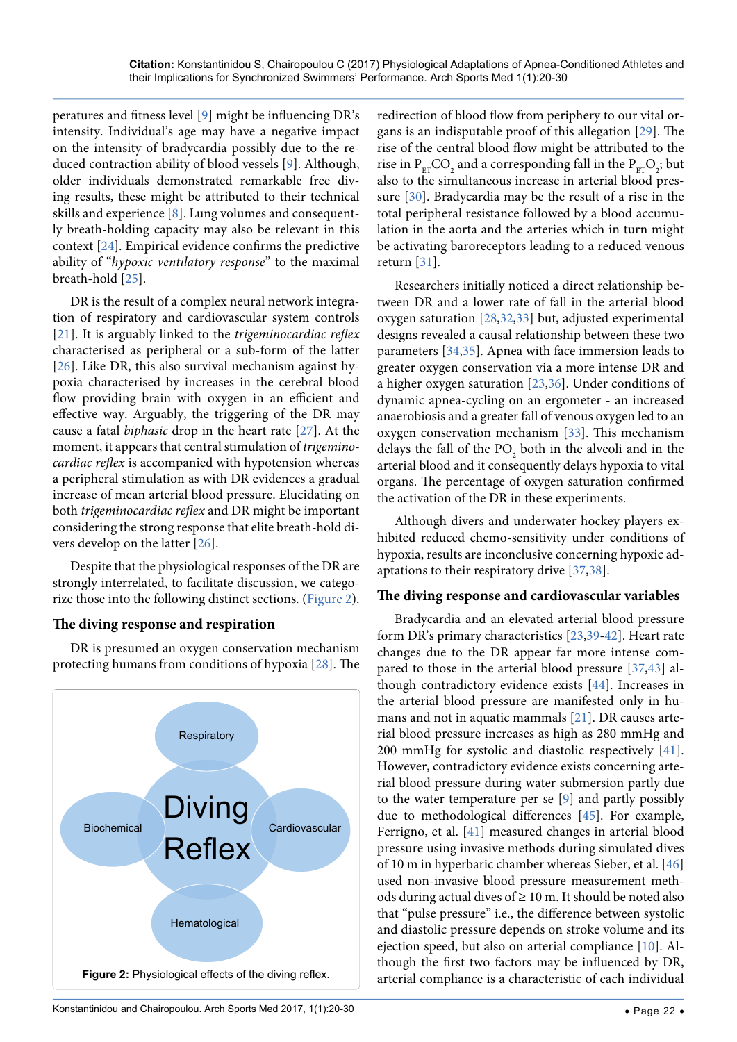peratures and fitness level [9] might be influencing DR's intensity. Individual's age may have a negative impact on the intensity of bradycardia possibly due to the reduced contraction ability of blood vessels [9]. Although, older individuals demonstrated remarkable free diving results, these might be attributed to their technical skills and experience [8]. Lung volumes and consequently breath-holding capacity may also be relevant in this context [24]. Empirical evidence confirms the predictive ability of "*hypoxic ventilatory response*" to the maximal breath-hold [25].

DR is the result of a complex neural network integration of respiratory and cardiovascular system controls [21]. It is arguably linked to the *trigeminocardiac reflex* characterised as peripheral or a sub-form of the latter [26]. Like DR, this also survival mechanism against hypoxia characterised by increases in the cerebral blood flow providing brain with oxygen in an efficient and effective way. Arguably, the triggering of the DR may cause a fatal *biphasic* drop in the heart rate [27]. At the moment, it appears that central stimulation of *trigeminocardiac reflex* is accompanied with hypotension whereas a peripheral stimulation as with DR evidences a gradual increase of mean arterial blood pressure. Elucidating on both *trigeminocardiac reflex* and DR might be important considering the strong response that elite breath-hold divers develop on the latter [26].

Despite that the physiological responses of the DR are strongly interrelated, to facilitate discussion, we categorize those into the following distinct sections. (Figure 2).

## The diving response and respiration

DR is presumed an oxygen conservation mechanism protecting humans from conditions of hypoxia [28]. The redirection of blood flow from periphery to our vital organs is an indisputable proof of this allegation [29]. The rise of the central blood flow might be attributed to the rise in $P_{ET}CO_2$ and a corresponding fall in the $P_{ET}O_2$; but also to the simultaneous increase in arterial blood pressure [30]. Bradycardia may be the result of a rise in the total peripheral resistance followed by a blood accumulation in the aorta and the arteries which in turn might be activating baroreceptors leading to a reduced venous return [31].

Researchers initially noticed a direct relationship between DR and a lower rate of fall in the arterial blood oxygen saturation [28,32,33] but, adjusted experimental designs revealed a causal relationship between these two parameters [34,35]. Apnea with face immersion leads to greater oxygen conservation via a more intense DR and a higher oxygen saturation [23,36]. Under conditions of dynamic apnea-cycling on an ergometer - an increased anaerobiosis and a greater fall of venous oxygen led to an oxygen conservation mechanism [33]. This mechanism delays the fall of the $PO_2$ both in the alveoli and in the arterial blood and it consequently delays hypoxia to vital organs. The percentage of oxygen saturation confirmed the activation of the DR in these experiments.

Although divers and underwater hockey players exhibited reduced chemo-sensitivity under conditions of hypoxia, results are inconclusive concerning hypoxic adaptations to their respiratory drive [37,38].

Respiratory

Biochemical

Diving Reflex

Cardiovascular

Hematological

**Figure 2:** Physiological effects of the diving reflex.

## The diving response and cardiovascular variables

Bradycardia and an elevated arterial blood pressure form DR's primary characteristics [23,39-42]. Heart rate changes due to the DR appear far more intense compared to those in the arterial blood pressure [37,43] although contradictory evidence exists [44]. Increases in the arterial blood pressure are manifested only in humans and not in aquatic mammals [21]. DR causes arterial blood pressure increases as high as 280 mmHg and 200 mmHg for systolic and diastolic respectively [41]. However, contradictory evidence exists concerning arterial blood pressure during water submersion partly due to the water temperature per se [9] and partly possibly due to methodological differences [45]. For example, Ferrigno, et al. [41] measured changes in arterial blood pressure using invasive methods during simulated dives of 10 m in hyperbaric chamber whereas Sieber, et al. [46] used non-invasive blood pressure measurement methods during actual dives of ≥ 10 m. It should be noted also that "pulse pressure" i.e., the difference between systolic and diastolic pressure depends on stroke volume and its ejection speed, but also on arterial compliance [10]. Although the first two factors may be influenced by DR, arterial compliance is a characteristic of each individual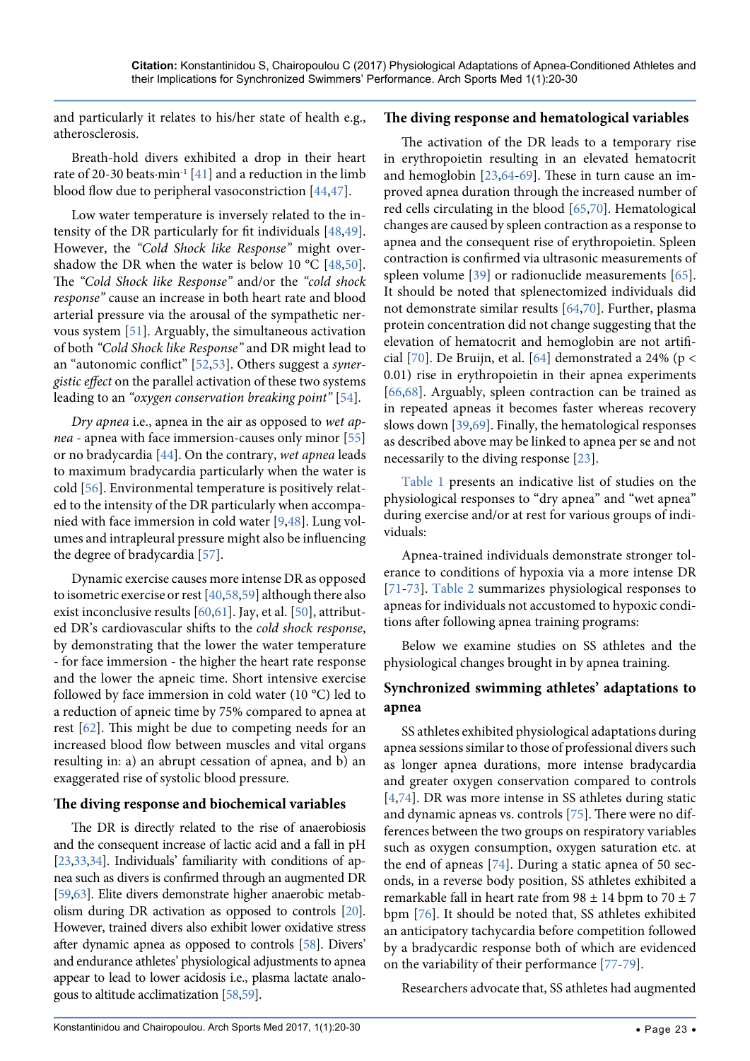and particularly it relates to his/her state of health e.g., atherosclerosis.

Breath-hold divers exhibited a drop in their heart rate of 20-30 beats·min$^{-1}$ [41] and a reduction in the limb blood flow due to peripheral vasoconstriction [44,47].

Low water temperature is inversely related to the intensity of the DR particularly for fit individuals [48,49]. However, the *"Cold Shock like Response"* might overshadow the DR when the water is below 10 °C [48,50]. The *"Cold Shock like Response"* and/or the *"cold shock response"* cause an increase in both heart rate and blood arterial pressure via the arousal of the sympathetic nervous system [51]. Arguably, the simultaneous activation of both *"Cold Shock like Response"* and DR might lead to an "autonomic conflict" [52,53]. Others suggest a *synergistic effect* on the parallel activation of these two systems leading to an *"oxygen conservation breaking point"* [54].

*Dry apnea* i.e., apnea in the air as opposed to *wet apnea* - apnea with face immersion-causes only minor [55] or no bradycardia [44]. On the contrary, *wet apnea* leads to maximum bradycardia particularly when the water is cold [56]. Environmental temperature is positively related to the intensity of the DR particularly when accompanied with face immersion in cold water [9,48]. Lung volumes and intrapleural pressure might also be influencing the degree of bradycardia [57].

Dynamic exercise causes more intense DR as opposed to isometric exercise or rest [40,58,59] although there also exist inconclusive results [60,61]. Jay, et al. [50], attributed DR's cardiovascular shifts to the *cold shock response*, by demonstrating that the lower the water temperature - for face immersion - the higher the heart rate response and the lower the apneic time. Short intensive exercise followed by face immersion in cold water (10 °C) led to a reduction of apneic time by 75% compared to apnea at rest [62]. This might be due to competing needs for an increased blood flow between muscles and vital organs resulting in: a) an abrupt cessation of apnea, and b) an exaggerated rise of systolic blood pressure.

## The diving response and biochemical variables

The DR is directly related to the rise of anaerobiosis and the consequent increase of lactic acid and a fall in pH [23,33,34]. Individuals' familiarity with conditions of apnea such as divers is confirmed through an augmented DR [59,63]. Elite divers demonstrate higher anaerobic metabolism during DR activation as opposed to controls [20]. However, trained divers also exhibit lower oxidative stress after dynamic apnea as opposed to controls [58]. Divers' and endurance athletes' physiological adjustments to apnea appear to lead to lower acidosis i.e., plasma lactate analogous to altitude acclimatization [58,59].

## The diving response and hematological variables

The activation of the DR leads to a temporary rise in erythropoietin resulting in an elevated hematocrit and hemoglobin [23,64-69]. These in turn cause an improved apnea duration through the increased number of red cells circulating in the blood [65,70]. Hematological changes are caused by spleen contraction as a response to apnea and the consequent rise of erythropoietin. Spleen contraction is confirmed via ultrasonic measurements of spleen volume [39] or radionuclide measurements [65]. It should be noted that splenectomized individuals did not demonstrate similar results [64,70]. Further, plasma protein concentration did not change suggesting that the elevation of hematocrit and hemoglobin are not artificial [70]. De Bruijn, et al. [64] demonstrated a 24% ($p < 0.01$) rise in erythropoietin in their apnea experiments [66,68]. Arguably, spleen contraction can be trained as in repeated apneas it becomes faster whereas recovery slows down [39,69]. Finally, the hematological responses as described above may be linked to apnea per se and not necessarily to the diving response [23].

Table 1 presents an indicative list of studies on the physiological responses to "dry apnea" and "wet apnea" during exercise and/or at rest for various groups of individuals:

Apnea-trained individuals demonstrate stronger tolerance to conditions of hypoxia via a more intense DR [71-73]. Table 2 summarizes physiological responses to apneas for individuals not accustomed to hypoxic conditions after following apnea training programs:

Below we examine studies on SS athletes and the physiological changes brought in by apnea training.

## Synchronized swimming athletes' adaptations to apnea

SS athletes exhibited physiological adaptations during apnea sessions similar to those of professional divers such as longer apnea durations, more intense bradycardia and greater oxygen conservation compared to controls [4,74]. DR was more intense in SS athletes during static and dynamic apneas vs. controls [75]. There were no differences between the two groups on respiratory variables such as oxygen consumption, oxygen saturation etc. at the end of apneas [74]. During a static apnea of 50 seconds, in a reverse body position, SS athletes exhibited a remarkable fall in heart rate from 98 ± 14 bpm to 70 ± 7 bpm [76]. It should be noted that, SS athletes exhibited an anticipatory tachycardia before competition followed by a bradycardic response both of which are evidenced on the variability of their performance [77-79].

Researchers advocate that, SS athletes had augmented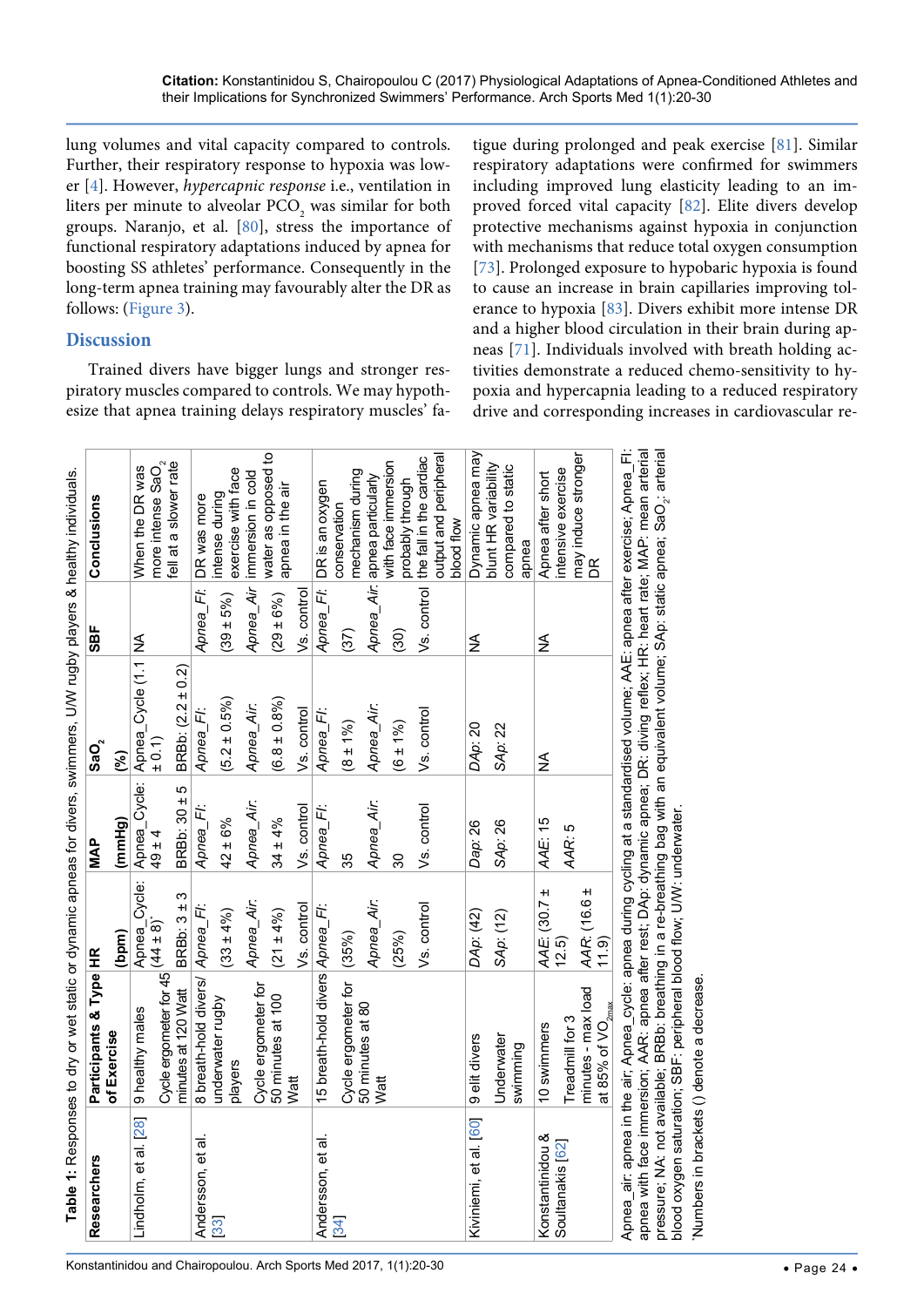lung volumes and vital capacity compared to controls. Further, their respiratory response to hypoxia was lower [4]. However, *hypercapnic response* i.e., ventilation in liters per minute to alveolar $PCO_2$ was similar for both groups. Naranjo, et al. [80], stress the importance of functional respiratory adaptations induced by apnea for boosting SS athletes' performance. Consequently in the long-term apnea training may favourably alter the DR as follows: (Figure 3).

## Discussion

Trained divers have bigger lungs and stronger respiratory muscles compared to controls. We may hypothesize that apnea training delays respiratory muscles' fatigue during prolonged and peak exercise [81]. Similar respiratory adaptations were confirmed for swimmers including improved lung elasticity leading to an improved forced vital capacity [82]. Elite divers develop protective mechanisms against hypoxia in conjunction with mechanisms that reduce total oxygen consumption [73]. Prolonged exposure to hypobaric hypoxia is found to cause an increase in brain capillaries improving tolerance to hypoxia [83]. Divers exhibit more intense DR and a higher blood circulation in their brain during apneas [71]. Individuals involved with breath holding activities demonstrate a reduced chemo-sensitivity to hypoxia and hypercapnia leading to a reduced respiratory drive and corresponding increases in cardiovascular re-

**Table 1:** Responses to dry or wet static or dynamic apneas for divers, swimmers, U/W rugby players & healthy individuals.

| Researchers | Participants & Type of Exercise | HR (bpm) | MAP (mmHg) | $SaO_2$ (%) | SBF | Conclusions |
|---|---|---|---|---|---|---|
| Lindholm, et al. [28] | 9 healthy males<br>Cycle ergometer for 45 minutes at 120 Watt | Apnea_Cycle: (44 ± 8)*<br>BRBb: 3 ± 3 | Apnea_Cycle: 49 ± 4<br>BRBb: 30 ± 5 | Apnea_Cycle (1.1 ± 0.1)<br>BRBb: (2.2 ± 0.2) | NA | When the DR was more intense $SaO_2$ fell at a slower rate |
| Andersson, et al. [33] | 8 breath-hold divers/ underwater rugby players<br>Cycle ergometer for 50 minutes at 100 Watt | *Apnea_Fl*: (33 ± 4%)<br>*Apnea_Air*: (21 ± 4%)<br>Vs. control | *Apnea_Fl*: 42 ± 6%<br>*Apnea_Air*: 34 ± 4%<br>Vs. control | *Apnea_Fl*: (5.2 ± 0.5%)<br>*Apnea_Air*: (6.8 ± 0.8%)<br>Vs. control | *Apnea_Fl*: (39 ± 5%)<br>*Apnea_Air*: (29 ± 6%)<br>Vs. control | DR was more intense during exercise with face immersion in cold water as opposed to apnea in the air |
| Andersson, et al. [34] | 15 breath-hold divers<br>Cycle ergometer for 50 minutes at 80 Watt | *Apnea_Fl*: (35%)<br>*Apnea_Air*: (25%)<br>Vs. control | *Apnea_Fl*: 35<br>*Apnea_Air*: 30<br>Vs. control | *Apnea_Fl*: (8 ± 1%)<br>*Apnea_Air*: (6 ± 1%)<br>Vs. control | *Apnea_Fl*: (37)<br>*Apnea_Air*: (30)<br>Vs. control | DR is an oxygen conservation mechanism during apnea particularly with face immersion probably through the fall in the cardiac output and peripheral blood flow |
| Kiviniemi, et al. [60] | 9 elit divers<br>Underwater swimming | *DAp*: (42)<br>*SAp*: (12) | *Dap*: 26<br>*SAp*: 26 | *DAp*: 20<br>*SAp*: 22 | NA | Dynamic apnea may blunt HR variability compared to static apnea |
| Konstantinidou & Soultanakis [62] | 10 swimmers<br>Treadmill for 3 minutes - max load at 85% of $VO_{2max}$ | *AAE*: (30.7 ± 12.5)<br>*AAR*: (16.6 ± 11.9) | *AAE*: 15<br>*AAR*: 5 | NA | NA | Apnea after short intensive exercise may induce stronger DR |

Apnea_air: apnea in the air; Apnea_cycle: apnea during cycling at a standardised volume; AAE: apnea after exercise; Apnea_FI: apnea with face immersion; AAR: apnea after rest; DAp: dynamic apnea; DR: diving reflex; HR: heart rate; MAP: mean arterial pressure; NA: not available; BRBb: breathing in a re-breathing bag with an equivalent volume; SAp: static apnea; $SaO_2$: arterial blood oxygen saturation; SBF: peripheral blood flow; U/W: underwater.

*Numbers in brackets () denote a decrease.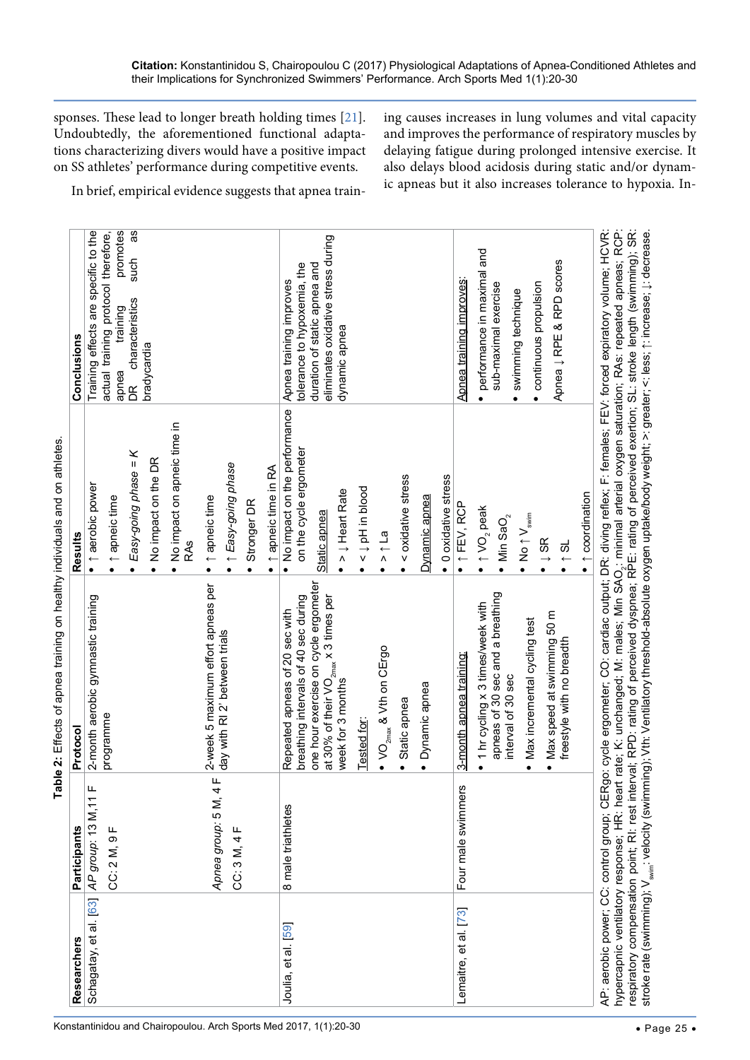sponses. These lead to longer breath holding times [21]. Undoubtedly, the aforementioned functional adaptations characterizing divers would have a positive impact on SS athletes' performance during competitive events.

In brief, empirical evidence suggests that apnea training causes increases in lung volumes and vital capacity and improves the performance of respiratory muscles by delaying fatigue during prolonged intensive exercise. It also delays blood acidosis during static and/or dynamic apneas but it also increases tolerance to hypoxia. In-

**Table 2:** Effects of apnea training on healthy individuals and on athletes.

| Researchers | Participants | Protocol | Results | Conclusions |
|---|---|---|---|---|
| Schagatay, et al. [63] | *AP group*: 13 M, 11 F<br>CC: 2 M, 9 F | 2-month aerobic gymnastic training programme | • ↑ aerobic power<br>• ↑ apneic time<br>• *Easy-going phase = K*<br>• No impact on the DR<br>• No impact on apneic time in RAs | Training effects are specific to the actual training protocol therefore, apnea training promotes DR characteristics such as bradycardia |
| | *Apnea group*: 5 M, 4 F<br>CC: 3 M, 4 F | 2-week 5 maximum effort apneas per day with RI 2' between trials | • ↑ apneic time<br>• ↑ *Easy-going phase*<br>• Stronger DR<br>• ↑ apneic time in RA | |
| Joulia, et al. [59] | 8 male triathletes | Repeated apneas of 20 sec with breathing intervals of 40 sec during one hour exercise on cycle ergometer at 30% of their $VO_{2max}$ x 3 times per week for 3 months<br><u>Tested for</u>:<br>• $VO_{2max}$ & Vth on CErgo<br>• Static apnea<br>• Dynamic apnea | • No impact on the performance on the cycle ergometer<br><u>Static apnea</u><br>• > ↓ Heart Rate<br>• < ↓ pH in blood<br>• > ↑ La<br>• < oxidative stress<br><u>Dynamic apnea</u><br>• 0 oxidative stress | Apnea training improves tolerance to hypoxemia, the duration of static apnea and eliminates oxidative stress during dynamic apnea |
| Lemaitre, et al. [73] | Four male swimmers | <u>3-month apnea training</u>:<br>• 1 hr cycling x 3 times/week with apneas of 30 sec and a breathing interval of 30 sec<br>• Max incremental cycling test<br>• Max speed at swimming 50 m freestyle with no breadth | • ↑ FEV, RCP<br>• ↑ $VO_2$ peak<br>• Min $SaO_2$<br>• No ↑ $V_{swim}$<br>• ↓ SR<br>• ↑ SL<br>• ↑ coordination | <u>Apnea training improves</u>:<br>• performance in maximal and sub-maximal exercise<br>• swimming technique<br>• continuous propulsion<br>Apnea ↓ RPE & RPD scores |

AP: aerobic power; CC: control group; CERgo: cycle ergometer; CO: cardiac output; DR: diving reflex; F: females; FEV: forced expiratory volume; HCVR: hypercapnic ventilatory response; HR: heart rate; K: unchanged; M: males; Min $SAO_2$: minimal arterial oxygen saturation; RAs: repeated apneas; RCP: respiratory compensation point; RI: rest interval; RPD: rating of perceived dyspnea; RPE: rating of perceived exertion; SL: stroke length (swimming); SR: stroke rate (swimming); $V_{swim}$: velocity (swimming); Vth: Ventilatory threshold-absolute oxygen uptake/body weight; >: greater; <: less; ↑: increase; ↓: decrease.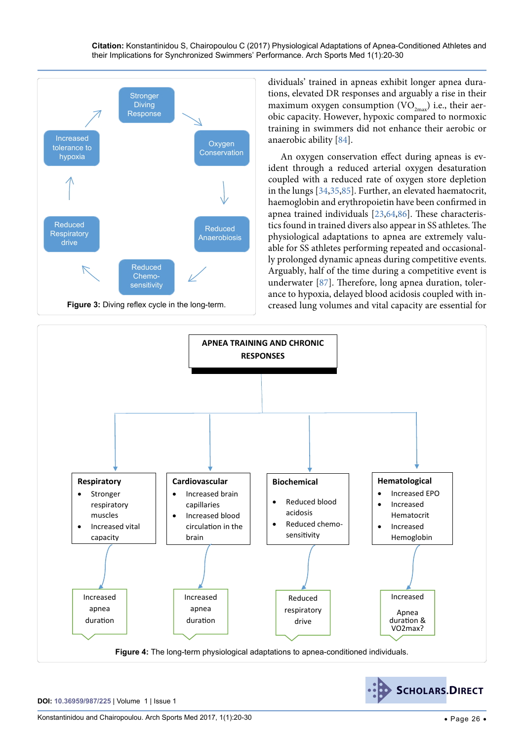dividuals' trained in apneas exhibit longer apnea durations, elevated DR responses and arguably a rise in their maximum oxygen consumption ($VO_{2max}$) i.e., their aerobic capacity. However, hypoxic compared to normoxic training in swimmers did not enhance their aerobic or anaerobic ability [84].

An oxygen conservation effect during apneas is evident through a reduced arterial oxygen desaturation coupled with a reduced rate of oxygen store depletion in the lungs [34,35,85]. Further, an elevated haematocrit, haemoglobin and erythropoietin have been confirmed in apnea trained individuals [23,64,86]. These characteristics found in trained divers also appear in SS athletes. The physiological adaptations to apnea are extremely valuable for SS athletes performing repeated and occasionally prolonged dynamic apneas during competitive events. Arguably, half of the time during a competitive event is underwater [87]. Therefore, long apnea duration, tolerance to hypoxia, delayed blood acidosis coupled with increased lung volumes and vital capacity are essential for

Stronger Diving Response → Oxygen Conservation → Reduced Anaerobiosis → Reduced Chemo-sensitivity → Reduced Respiratory drive → Increased tolerance to hypoxia → Stronger Diving Response

**Figure 3:** Diving reflex cycle in the long-term.

**APNEA TRAINING AND CHRONIC RESPONSES**

**Respiratory**
- Stronger respiratory muscles
- Increased vital capacity

→ Increased apnea duration

**Cardiovascular**
- Increased brain capillaries
- Increased blood circulation in the brain

→ Increased apnea duration

**Biochemical**
- Reduced blood acidosis
- Reduced chemo-sensitivity

→ Reduced respiratory drive

**Hematological**
- Increased EPO
- Increased Hematocrit
- Increased Hemoglobin

→ Increased Apnea duration & VO2max?

**Figure 4:** The long-term physiological adaptations to apnea-conditioned individuals.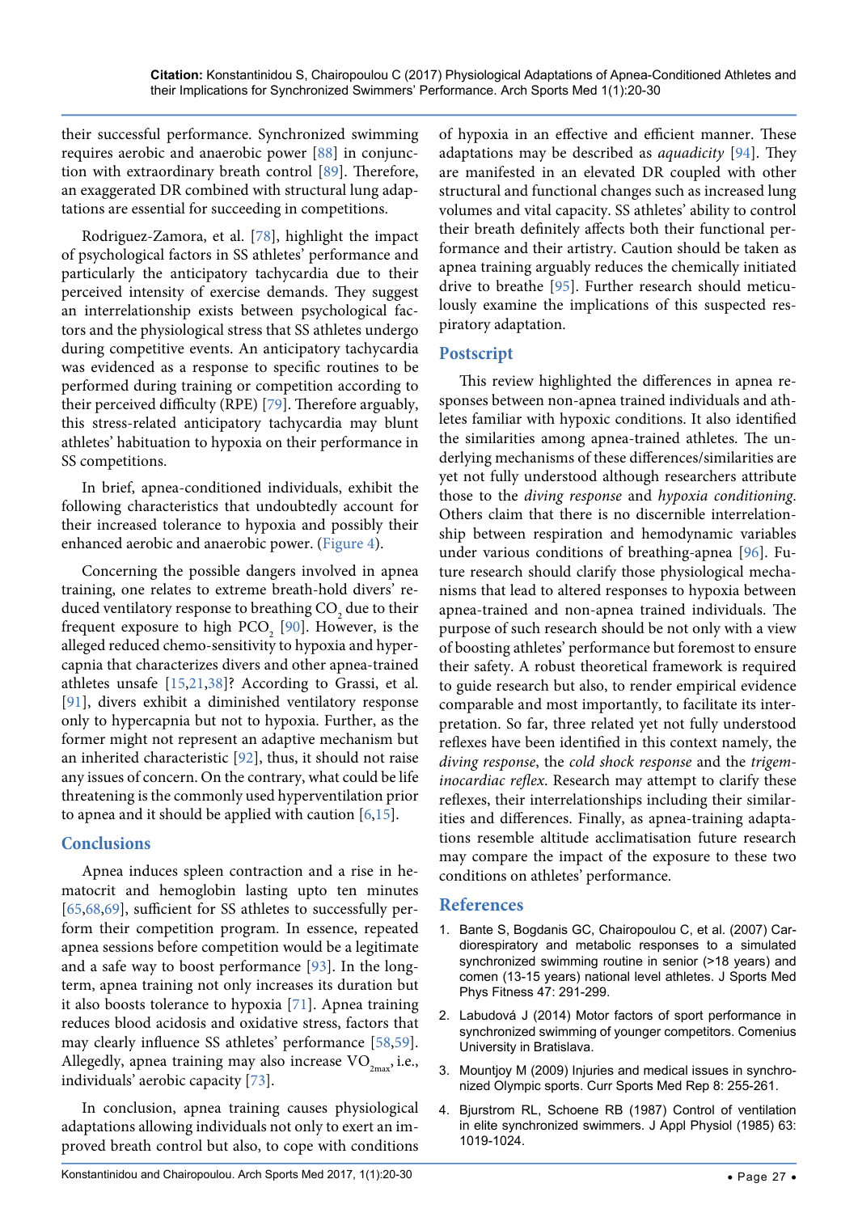their successful performance. Synchronized swimming requires aerobic and anaerobic power [88] in conjunction with extraordinary breath control [89]. Therefore, an exaggerated DR combined with structural lung adaptations are essential for succeeding in competitions.

Rodriguez-Zamora, et al. [78], highlight the impact of psychological factors in SS athletes' performance and particularly the anticipatory tachycardia due to their perceived intensity of exercise demands. They suggest an interrelationship exists between psychological factors and the physiological stress that SS athletes undergo during competitive events. An anticipatory tachycardia was evidenced as a response to specific routines to be performed during training or competition according to their perceived difficulty (RPE) [79]. Therefore arguably, this stress-related anticipatory tachycardia may blunt athletes' habituation to hypoxia on their performance in SS competitions.

In brief, apnea-conditioned individuals, exhibit the following characteristics that undoubtedly account for their increased tolerance to hypoxia and possibly their enhanced aerobic and anaerobic power. (Figure 4).

Concerning the possible dangers involved in apnea training, one relates to extreme breath-hold divers' reduced ventilatory response to breathing $CO_2$ due to their frequent exposure to high $PCO_2$ [90]. However, is the alleged reduced chemo-sensitivity to hypoxia and hypercapnia that characterizes divers and other apnea-trained athletes unsafe [15,21,38]? According to Grassi, et al. [91], divers exhibit a diminished ventilatory response only to hypercapnia but not to hypoxia. Further, as the former might not represent an adaptive mechanism but an inherited characteristic [92], thus, it should not raise any issues of concern. On the contrary, what could be life threatening is the commonly used hyperventilation prior to apnea and it should be applied with caution [6,15].

## Conclusions

Apnea induces spleen contraction and a rise in hematocrit and hemoglobin lasting upto ten minutes [65,68,69], sufficient for SS athletes to successfully perform their competition program. In essence, repeated apnea sessions before competition would be a legitimate and a safe way to boost performance [93]. In the long-term, apnea training not only increases its duration but it also boosts tolerance to hypoxia [71]. Apnea training reduces blood acidosis and oxidative stress, factors that may clearly influence SS athletes' performance [58,59]. Allegedly, apnea training may also increase $VO_{2max}$, i.e., individuals' aerobic capacity [73].

In conclusion, apnea training causes physiological adaptations allowing individuals not only to exert an improved breath control but also, to cope with conditions of hypoxia in an effective and efficient manner. These adaptations may be described as *aquadicity* [94]. They are manifested in an elevated DR coupled with other structural and functional changes such as increased lung volumes and vital capacity. SS athletes' ability to control their breath definitely affects both their functional performance and their artistry. Caution should be taken as apnea training arguably reduces the chemically initiated drive to breathe [95]. Further research should meticulously examine the implications of this suspected respiratory adaptation.

## Postscript

This review highlighted the differences in apnea responses between non-apnea trained individuals and athletes familiar with hypoxic conditions. It also identified the similarities among apnea-trained athletes. The underlying mechanisms of these differences/similarities are yet not fully understood although researchers attribute those to the *diving response* and *hypoxia conditioning*. Others claim that there is no discernible interrelationship between respiration and hemodynamic variables under various conditions of breathing-apnea [96]. Future research should clarify those physiological mechanisms that lead to altered responses to hypoxia between apnea-trained and non-apnea trained individuals. The purpose of such research should be not only with a view of boosting athletes' performance but foremost to ensure their safety. A robust theoretical framework is required to guide research but also, to render empirical evidence comparable and most importantly, to facilitate its interpretation. So far, three related yet not fully understood reflexes have been identified in this context namely, the *diving response*, the *cold shock response* and the *trigeminocardiac reflex*. Research may attempt to clarify these reflexes, their interrelationships including their similarities and differences. Finally, as apnea-training adaptations resemble altitude acclimatisation future research may compare the impact of the exposure to these two conditions on athletes' performance.

## References

1. Bante S, Bogdanis GC, Chairopoulou C, et al. (2007) Cardiorespiratory and metabolic responses to a simulated synchronized swimming routine in senior (>18 years) and comen (13-15 years) national level athletes. J Sports Med Phys Fitness 47: 291-299.
2. Labudová J (2014) Motor factors of sport performance in synchronized swimming of younger competitors. Comenius University in Bratislava.
3. Mountjoy M (2009) Injuries and medical issues in synchronized Olympic sports. Curr Sports Med Rep 8: 255-261.
4. Bjurstrom RL, Schoene RB (1987) Control of ventilation in elite synchronized swimmers. J Appl Physiol (1985) 63: 1019-1024.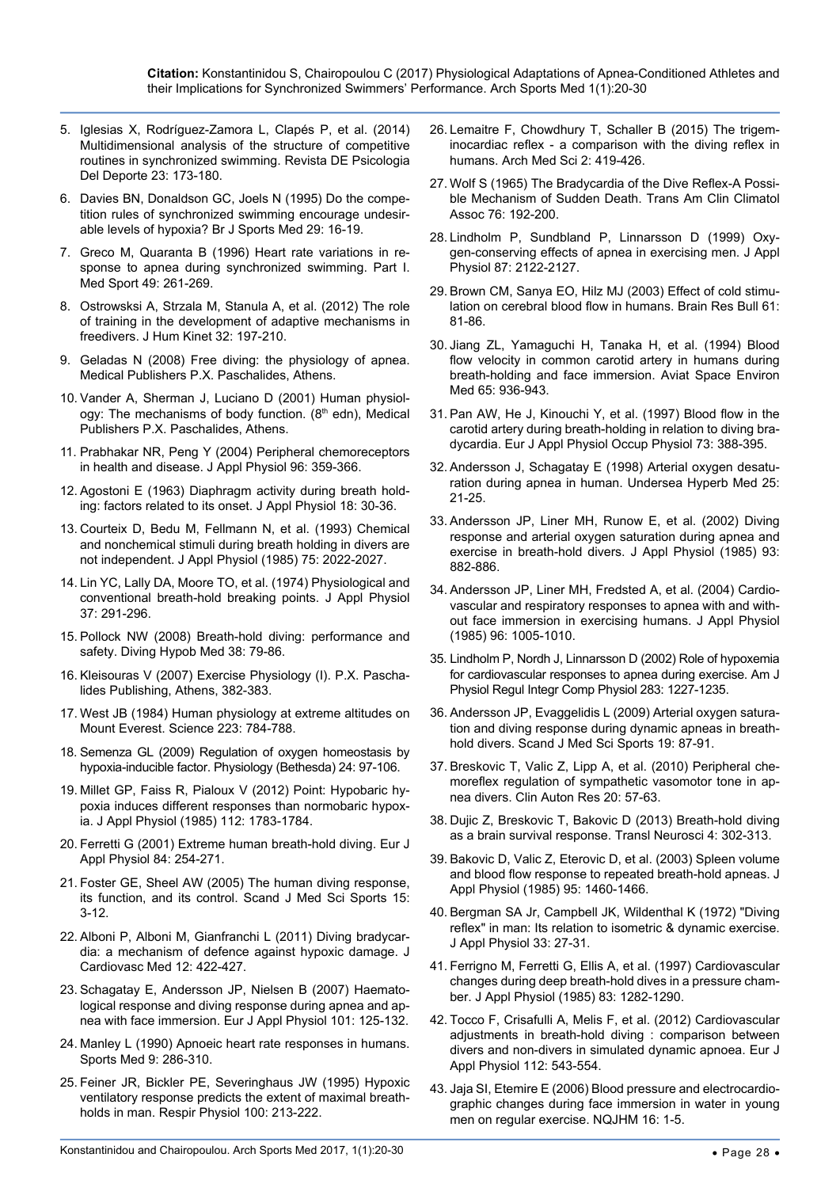5. Iglesias X, Rodríguez-Zamora L, Clapés P, et al. (2014) Multidimensional analysis of the structure of competitive routines in synchronized swimming. Revista DE Psicologia Del Deporte 23: 173-180.
6. Davies BN, Donaldson GC, Joels N (1995) Do the competition rules of synchronized swimming encourage undesirable levels of hypoxia? Br J Sports Med 29: 16-19.
7. Greco M, Quaranta B (1996) Heart rate variations in response to apnea during synchronized swimming. Part I. Med Sport 49: 261-269.
8. Ostrowski A, Strzala M, Stanula A, et al. (2012) The role of training in the development of adaptive mechanisms in freedivers. J Hum Kinet 32: 197-210.
9. Geladas N (2008) Free diving: the physiology of apnea. Medical Publishers P.X. Paschalides, Athens.
10. Vander A, Sherman J, Luciano D (2001) Human physiology: The mechanisms of body function. (8th edn), Medical Publishers P.X. Paschalides, Athens.
11. Prabhakar NR, Peng Y (2004) Peripheral chemoreceptors in health and disease. J Appl Physiol 96: 359-366.
12. Agostoni E (1963) Diaphragm activity during breath holding: factors related to its onset. J Appl Physiol 18: 30-36.
13. Courteix D, Bedu M, Fellmann N, et al. (1993) Chemical and nonchemical stimuli during breath holding in divers are not independent. J Appl Physiol (1985) 75: 2022-2027.
14. Lin YC, Lally DA, Moore TO, et al. (1974) Physiological and conventional breath-hold breaking points. J Appl Physiol 37: 291-296.
15. Pollock NW (2008) Breath-hold diving: performance and safety. Diving Hypob Med 38: 79-86.
16. Kleisouras V (2007) Exercise Physiology (I). P.X. Paschalides Publishing, Athens, 382-383.
17. West JB (1984) Human physiology at extreme altitudes on Mount Everest. Science 223: 784-788.
18. Semenza GL (2009) Regulation of oxygen homeostasis by hypoxia-inducible factor. Physiology (Bethesda) 24: 97-106.
19. Millet GP, Faiss R, Pialoux V (2012) Point: Hypobaric hypoxia induces different responses than normobaric hypoxia. J Appl Physiol (1985) 112: 1783-1784.
20. Ferretti G (2001) Extreme human breath-hold diving. Eur J Appl Physiol 84: 254-271.
21. Foster GE, Sheel AW (2005) The human diving response, its function, and its control. Scand J Med Sci Sports 15: 3-12.
22. Alboni P, Alboni M, Gianfranchi L (2011) Diving bradycardia: a mechanism of defence against hypoxic damage. J Cardiovasc Med 12: 422-427.
23. Schagatay E, Andersson JP, Nielsen B (2007) Haematological response and diving response during apnea and apnea with face immersion. Eur J Appl Physiol 101: 125-132.
24. Manley L (1990) Apnoeic heart rate responses in humans. Sports Med 9: 286-310.
25. Feiner JR, Bickler PE, Severinghaus JW (1995) Hypoxic ventilatory response predicts the extent of maximal breath-holds in man. Respir Physiol 100: 213-222.
26. Lemaitre F, Chowdhury T, Schaller B (2015) The trigeminocardiac reflex - a comparison with the diving reflex in humans. Arch Med Sci 2: 419-426.
27. Wolf S (1965) The Bradycardia of the Dive Reflex-A Possible Mechanism of Sudden Death. Trans Am Clin Climatol Assoc 76: 192-200.
28. Lindholm P, Sundbland P, Linnarsson D (1999) Oxygen-conserving effects of apnea in exercising men. J Appl Physiol 87: 2122-2127.
29. Brown CM, Sanya EO, Hilz MJ (2003) Effect of cold stimulation on cerebral blood flow in humans. Brain Res Bull 61: 81-86.
30. Jiang ZL, Yamaguchi H, Tanaka H, et al. (1994) Blood flow velocity in common carotid artery in humans during breath-holding and face immersion. Aviat Space Environ Med 65: 936-943.
31. Pan AW, He J, Kinouchi Y, et al. (1997) Blood flow in the carotid artery during breath-holding in relation to diving bradycardia. Eur J Appl Physiol Occup Physiol 73: 388-395.
32. Andersson J, Schagatay E (1998) Arterial oxygen desaturation during apnea in human. Undersea Hyperb Med 25: 21-25.
33. Andersson JP, Liner MH, Runow E, et al. (2002) Diving response and arterial oxygen saturation during apnea and exercise in breath-hold divers. J Appl Physiol (1985) 93: 882-886.
34. Andersson JP, Liner MH, Fredsted A, et al. (2004) Cardiovascular and respiratory responses to apnea with and without face immersion in exercising humans. J Appl Physiol (1985) 96: 1005-1010.
35. Lindholm P, Nordh J, Linnarsson D (2002) Role of hypoxemia for cardiovascular responses to apnea during exercise. Am J Physiol Regul Integr Comp Physiol 283: 1227-1235.
36. Andersson JP, Evaggelidis L (2009) Arterial oxygen saturation and diving response during dynamic apneas in breath-hold divers. Scand J Med Sci Sports 19: 87-91.
37. Breskovic T, Valic Z, Lipp A, et al. (2010) Peripheral chemoreflex regulation of sympathetic vasomotor tone in apnea divers. Clin Auton Res 20: 57-63.
38. Dujic Z, Breskovic T, Bakovic D (2013) Breath-hold diving as a brain survival response. Transl Neurosci 4: 302-313.
39. Bakovic D, Valic Z, Eterovic D, et al. (2003) Spleen volume and blood flow response to repeated breath-hold apneas. J Appl Physiol (1985) 95: 1460-1466.
40. Bergman SA Jr, Campbell JK, Wildenthal K (1972) "Diving reflex" in man: Its relation to isometric & dynamic exercise. J Appl Physiol 33: 27-31.
41. Ferrigno M, Ferretti G, Ellis A, et al. (1997) Cardiovascular changes during deep breath-hold dives in a pressure chamber. J Appl Physiol (1985) 83: 1282-1290.
42. Tocco F, Crisafulli A, Melis F, et al. (2012) Cardiovascular adjustments in breath-hold diving : comparison between divers and non-divers in simulated dynamic apnoea. Eur J Appl Physiol 112: 543-554.
43. Jaja SI, Etemire E (2006) Blood pressure and electrocardiographic changes during face immersion in water in young men on regular exercise. NQJHM 16: 1-5.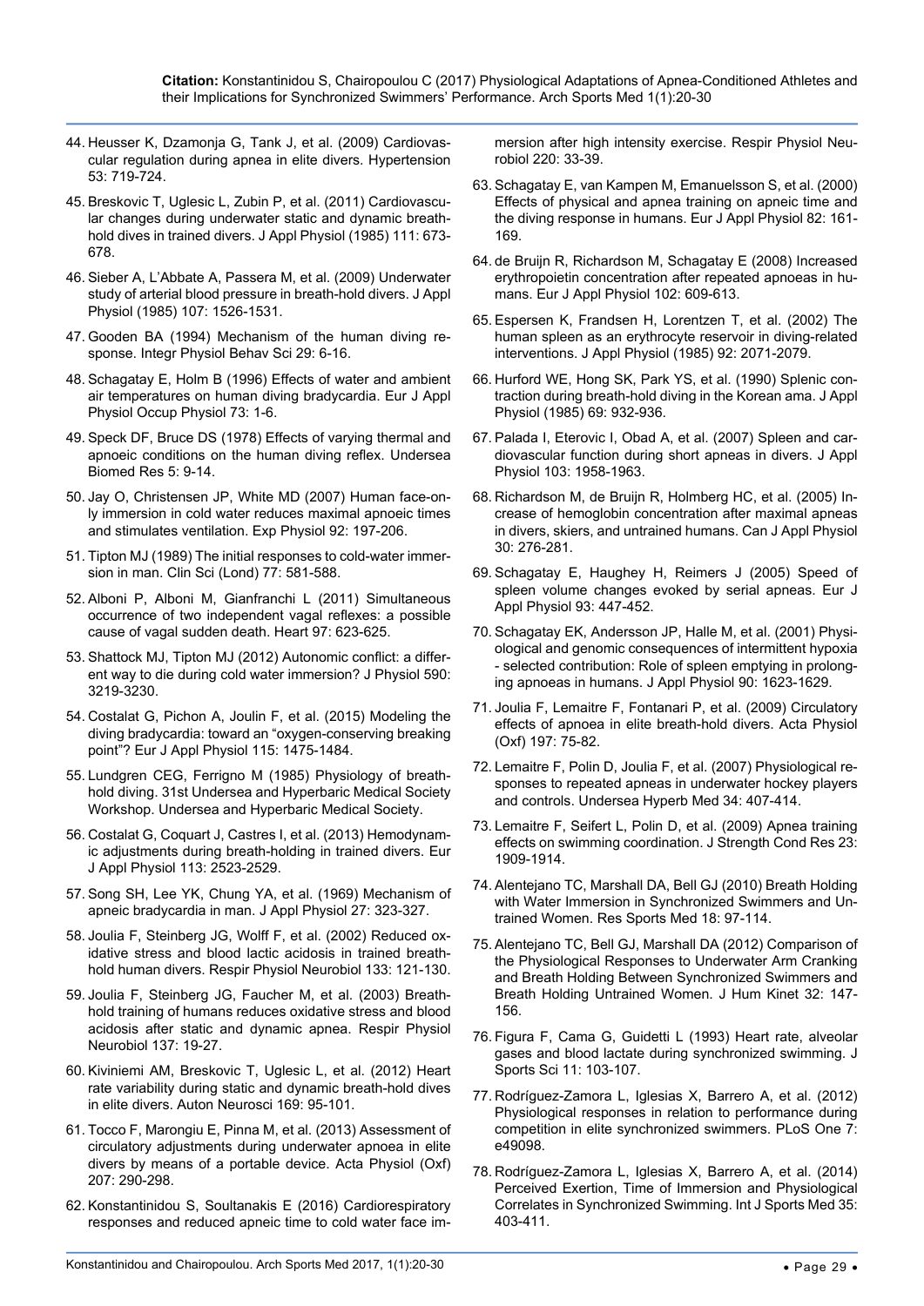44. Heusser K, Dzamonja G, Tank J, et al. (2009) Cardiovascular regulation during apnea in elite divers. Hypertension 53: 719-724.

45. Breskovic T, Uglesic L, Zubin P, et al. (2011) Cardiovascular changes during underwater static and dynamic breath-hold dives in trained divers. J Appl Physiol (1985) 111: 673-678.

46. Sieber A, L'Abbate A, Passera M, et al. (2009) Underwater study of arterial blood pressure in breath-hold divers. J Appl Physiol (1985) 107: 1526-1531.

47. Gooden BA (1994) Mechanism of the human diving response. Integr Physiol Behav Sci 29: 6-16.

48. Schagatay E, Holm B (1996) Effects of water and ambient air temperatures on human diving bradycardia. Eur J Appl Physiol Occup Physiol 73: 1-6.

49. Speck DF, Bruce DS (1978) Effects of varying thermal and apnoeic conditions on the human diving reflex. Undersea Biomed Res 5: 9-14.

50. Jay O, Christensen JP, White MD (2007) Human face-only immersion in cold water reduces maximal apnoeic times and stimulates ventilation. Exp Physiol 92: 197-206.

51. Tipton MJ (1989) The initial responses to cold-water immersion in man. Clin Sci (Lond) 77: 581-588.

52. Alboni P, Alboni M, Gianfranchi L (2011) Simultaneous occurrence of two independent vagal reflexes: a possible cause of vagal sudden death. Heart 97: 623-625.

53. Shattock MJ, Tipton MJ (2012) Autonomic conflict: a different way to die during cold water immersion? J Physiol 590: 3219-3230.

54. Costalat G, Pichon A, Joulin F, et al. (2015) Modeling the diving bradycardia: toward an "oxygen-conserving breaking point"? Eur J Appl Physiol 115: 1475-1484.

55. Lundgren CEG, Ferrigno M (1985) Physiology of breath-hold diving. 31st Undersea and Hyperbaric Medical Society Workshop. Undersea and Hyperbaric Medical Society.

56. Costalat G, Coquart J, Castres I, et al. (2013) Hemodynamic adjustments during breath-holding in trained divers. Eur J Appl Physiol 113: 2523-2529.

57. Song SH, Lee YK, Chung YA, et al. (1969) Mechanism of apneic bradycardia in man. J Appl Physiol 27: 323-327.

58. Joulia F, Steinberg JG, Wolff F, et al. (2002) Reduced oxidative stress and blood lactic acidosis in trained breath-hold human divers. Respir Physiol Neurobiol 133: 121-130.

59. Joulia F, Steinberg JG, Faucher M, et al. (2003) Breath-hold training of humans reduces oxidative stress and blood acidosis after static and dynamic apnea. Respir Physiol Neurobiol 137: 19-27.

60. Kiviniemi AM, Breskovic T, Uglesic L, et al. (2012) Heart rate variability during static and dynamic breath-hold dives in elite divers. Auton Neurosci 169: 95-101.

61. Tocco F, Marongiu E, Pinna M, et al. (2013) Assessment of circulatory adjustments during underwater apnoea in elite divers by means of a portable device. Acta Physiol (Oxf) 207: 290-298.

62. Konstantinidou S, Soultanakis E (2016) Cardiorespiratory responses and reduced apneic time to cold water face immersion after high intensity exercise. Respir Physiol Neurobiol 220: 33-39.

63. Schagatay E, van Kampen M, Emanuelsson S, et al. (2000) Effects of physical and apnea training on apneic time and the diving response in humans. Eur J Appl Physiol 82: 161-169.

64. de Bruijn R, Richardson M, Schagatay E (2008) Increased erythropoietin concentration after repeated apnoeas in humans. Eur J Appl Physiol 102: 609-613.

65. Espersen K, Frandsen H, Lorentzen T, et al. (2002) The human spleen as an erythrocyte reservoir in diving-related interventions. J Appl Physiol (1985) 92: 2071-2079.

66. Hurford WE, Hong SK, Park YS, et al. (1990) Splenic contraction during breath-hold diving in the Korean ama. J Appl Physiol (1985) 69: 932-936.

67. Palada I, Eterovic I, Obad A, et al. (2007) Spleen and cardiovascular function during short apneas in divers. J Appl Physiol 103: 1958-1963.

68. Richardson M, de Bruijn R, Holmberg HC, et al. (2005) Increase of hemoglobin concentration after maximal apneas in divers, skiers, and untrained humans. Can J Appl Physiol 30: 276-281.

69. Schagatay E, Haughey H, Reimers J (2005) Speed of spleen volume changes evoked by serial apneas. Eur J Appl Physiol 93: 447-452.

70. Schagatay EK, Andersson JP, Halle M, et al. (2001) Physiological and genomic consequences of intermittent hypoxia - selected contribution: Role of spleen emptying in prolonging apnoeas in humans. J Appl Physiol 90: 1623-1629.

71. Joulia F, Lemaitre F, Fontanari P, et al. (2009) Circulatory effects of apnoea in elite breath-hold divers. Acta Physiol (Oxf) 197: 75-82.

72. Lemaitre F, Polin D, Joulia F, et al. (2007) Physiological responses to repeated apneas in underwater hockey players and controls. Undersea Hyperb Med 34: 407-414.

73. Lemaitre F, Seifert L, Polin D, et al. (2009) Apnea training effects on swimming coordination. J Strength Cond Res 23: 1909-1914.

74. Alentejano TC, Marshall DA, Bell GJ (2010) Breath Holding with Water Immersion in Synchronized Swimmers and Untrained Women. Res Sports Med 18: 97-114.

75. Alentejano TC, Bell GJ, Marshall DA (2012) Comparison of the Physiological Responses to Underwater Arm Cranking and Breath Holding Between Synchronized Swimmers and Breath Holding Untrained Women. J Hum Kinet 32: 147-156.

76. Figura F, Cama G, Guidetti L (1993) Heart rate, alveolar gases and blood lactate during synchronized swimming. J Sports Sci 11: 103-107.

77. Rodríguez-Zamora L, Iglesias X, Barrero A, et al. (2012) Physiological responses in relation to performance during competition in elite synchronized swimmers. PLoS One 7: e49098.

78. Rodríguez-Zamora L, Iglesias X, Barrero A, et al. (2014) Perceived Exertion, Time of Immersion and Physiological Correlates in Synchronized Swimming. Int J Sports Med 35: 403-411.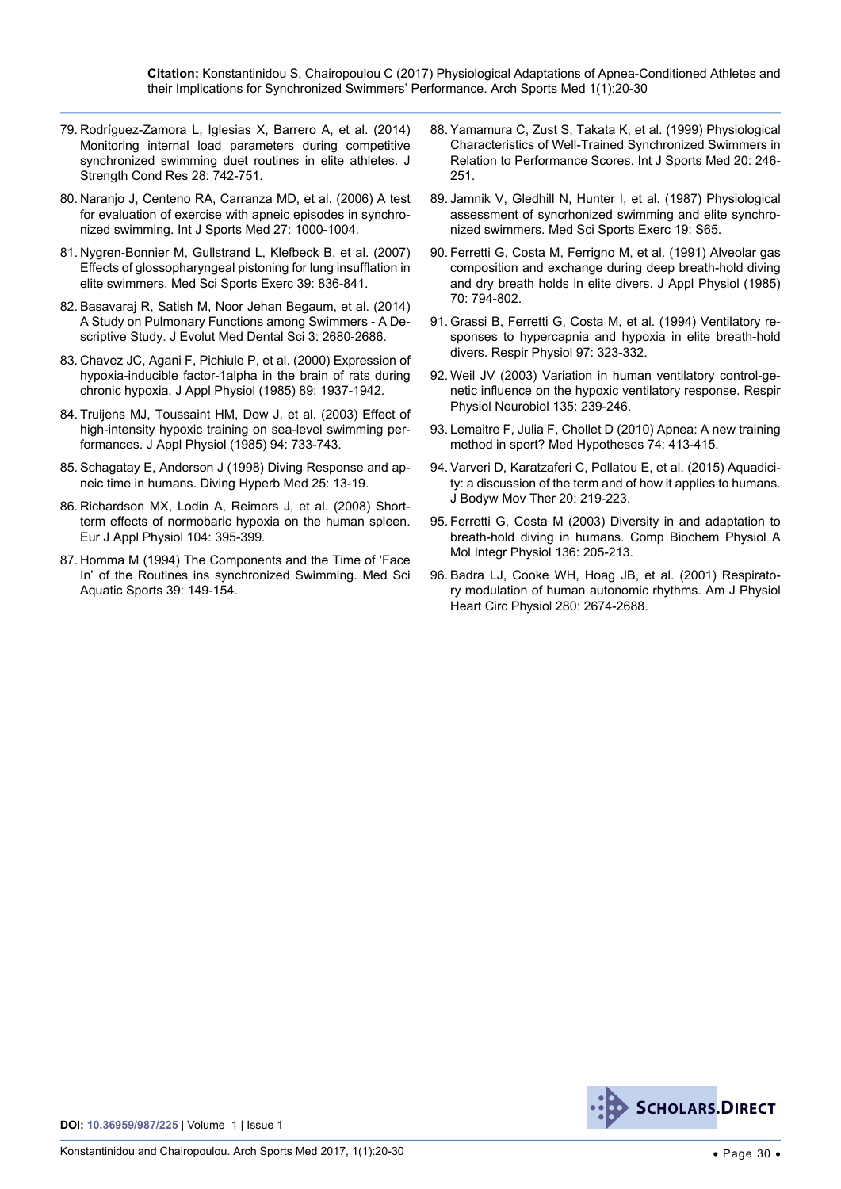79. Rodríguez-Zamora L, Iglesias X, Barrero A, et al. (2014) Monitoring internal load parameters during competitive synchronized swimming duet routines in elite athletes. J Strength Cond Res 28: 742-751.
80. Naranjo J, Centeno RA, Carranza MD, et al. (2006) A test for evaluation of exercise with apneic episodes in synchronized swimming. Int J Sports Med 27: 1000-1004.
81. Nygren-Bonnier M, Gullstrand L, Klefbeck B, et al. (2007) Effects of glossopharyngeal pistoning for lung insufflation in elite swimmers. Med Sci Sports Exerc 39: 836-841.
82. Basavaraj R, Satish M, Noor Jehan Begaum, et al. (2014) A Study on Pulmonary Functions among Swimmers - A Descriptive Study. J Evolut Med Dental Sci 3: 2680-2686.
83. Chavez JC, Agani F, Pichiule P, et al. (2000) Expression of hypoxia-inducible factor-1alpha in the brain of rats during chronic hypoxia. J Appl Physiol (1985) 89: 1937-1942.
84. Truijens MJ, Toussaint HM, Dow J, et al. (2003) Effect of high-intensity hypoxic training on sea-level swimming performances. J Appl Physiol (1985) 94: 733-743.
85. Schagatay E, Anderson J (1998) Diving Response and apneic time in humans. Diving Hyperb Med 25: 13-19.
86. Richardson MX, Lodin A, Reimers J, et al. (2008) Short-term effects of normobaric hypoxia on the human spleen. Eur J Appl Physiol 104: 395-399.
87. Homma M (1994) The Components and the Time of 'Face In' of the Routines ins synchronized Swimming. Med Sci Aquatic Sports 39: 149-154.
88. Yamamura C, Zust S, Takata K, et al. (1999) Physiological Characteristics of Well-Trained Synchronized Swimmers in Relation to Performance Scores. Int J Sports Med 20: 246-251.
89. Jamnik V, Gledhill N, Hunter I, et al. (1987) Physiological assessment of syncrhonized swimming and elite synchronized swimmers. Med Sci Sports Exerc 19: S65.
90. Ferretti G, Costa M, Ferrigno M, et al. (1991) Alveolar gas composition and exchange during deep breath-hold diving and dry breath holds in elite divers. J Appl Physiol (1985) 70: 794-802.
91. Grassi B, Ferretti G, Costa M, et al. (1994) Ventilatory responses to hypercapnia and hypoxia in elite breath-hold divers. Respir Physiol 97: 323-332.
92. Weil JV (2003) Variation in human ventilatory control-genetic influence on the hypoxic ventilatory response. Respir Physiol Neurobiol 135: 239-246.
93. Lemaitre F, Julia F, Chollet D (2010) Apnea: A new training method in sport? Med Hypotheses 74: 413-415.
94. Varveri D, Karatzaferi C, Pollatou E, et al. (2015) Aquadicity: a discussion of the term and of how it applies to humans. J Bodyw Mov Ther 20: 219-223.
95. Ferretti G, Costa M (2003) Diversity in and adaptation to breath-hold diving in humans. Comp Biochem Physiol A Mol Integr Physiol 136: 205-213.
96. Badra LJ, Cooke WH, Hoag JB, et al. (2001) Respiratory modulation of human autonomic rhythms. Am J Physiol Heart Circ Physiol 280: 2674-2688.